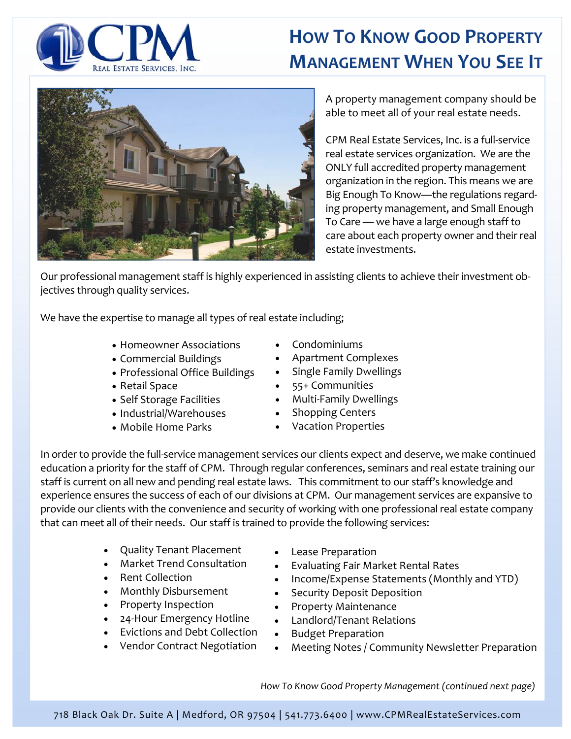CPM Real Estate Services, Inc.

# How To Know Good Property Management When You See It

A property management company should be able to meet all of your real estate needs.

CPM Real Estate Services, Inc. is a full-service real estate services organization. We are the ONLY full accredited property management organization in the region. This means we are Big Enough To Know—the regulations regarding property management, and Small Enough To Care — we have a large enough staff to care about each property owner and their real estate investments.

Our professional management staff is highly experienced in assisting clients to achieve their investment objectives through quality services.

We have the expertise to manage all types of real estate including;

- Homeowner Associations
- Commercial Buildings
- Professional Office Buildings
- Retail Space
- Self Storage Facilities
- Industrial/Warehouses
- Mobile Home Parks
- Condominiums
- Apartment Complexes
- Single Family Dwellings
- 55+ Communities
- Multi-Family Dwellings
- Shopping Centers
- Vacation Properties

In order to provide the full-service management services our clients expect and deserve, we make continued education a priority for the staff of CPM. Through regular conferences, seminars and real estate training our staff is current on all new and pending real estate laws. This commitment to our staff's knowledge and experience ensures the success of each of our divisions at CPM. Our management services are expansive to provide our clients with the convenience and security of working with one professional real estate company that can meet all of their needs. Our staff is trained to provide the following services:

- Quality Tenant Placement
- Market Trend Consultation
- Rent Collection
- Monthly Disbursement
- Property Inspection
- 24-Hour Emergency Hotline
- Evictions and Debt Collection
- Vendor Contract Negotiation
- Lease Preparation
- Evaluating Fair Market Rental Rates
- Income/Expense Statements (Monthly and YTD)
- Security Deposit Deposition
- Property Maintenance
- Landlord/Tenant Relations
- Budget Preparation
- Meeting Notes / Community Newsletter Preparation

*How To Know Good Property Management (continued next page)*

718 Black Oak Dr. Suite A | Medford, OR 97504 | 541.773.6400 | www.CPMRealEstateServices.com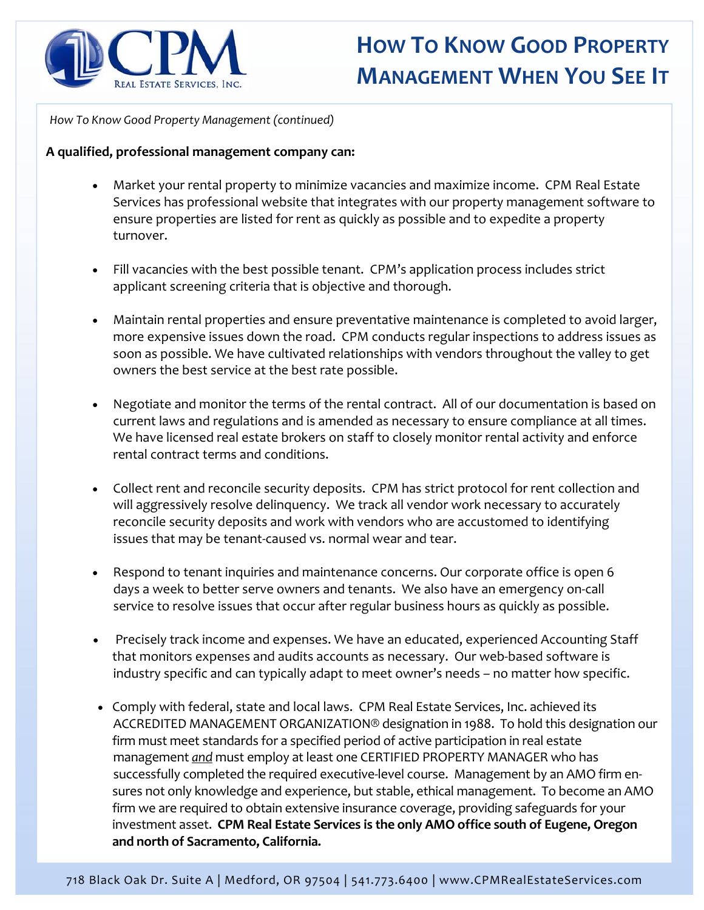How To Know Good Property Management (continued)

**A qualified, professional management company can:**

- Market your rental property to minimize vacancies and maximize income. CPM Real Estate Services has professional website that integrates with our property management software to ensure properties are listed for rent as quickly as possible and to expedite a property turnover.

- Fill vacancies with the best possible tenant. CPM's application process includes strict applicant screening criteria that is objective and thorough.

- Maintain rental properties and ensure preventative maintenance is completed to avoid larger, more expensive issues down the road. CPM conducts regular inspections to address issues as soon as possible. We have cultivated relationships with vendors throughout the valley to get owners the best service at the best rate possible.

- Negotiate and monitor the terms of the rental contract. All of our documentation is based on current laws and regulations and is amended as necessary to ensure compliance at all times. We have licensed real estate brokers on staff to closely monitor rental activity and enforce rental contract terms and conditions.

- Collect rent and reconcile security deposits. CPM has strict protocol for rent collection and will aggressively resolve delinquency. We track all vendor work necessary to accurately reconcile security deposits and work with vendors who are accustomed to identifying issues that may be tenant-caused vs. normal wear and tear.

- Respond to tenant inquiries and maintenance concerns. Our corporate office is open 6 days a week to better serve owners and tenants. We also have an emergency on-call service to resolve issues that occur after regular business hours as quickly as possible.

- Precisely track income and expenses. We have an educated, experienced Accounting Staff that monitors expenses and audits accounts as necessary. Our web-based software is industry specific and can typically adapt to meet owner's needs – no matter how specific.

- Comply with federal, state and local laws. CPM Real Estate Services, Inc. achieved its ACCREDITED MANAGEMENT ORGANIZATION® designation in 1988. To hold this designation our firm must meet standards for a specified period of active participation in real estate management *and* must employ at least one CERTIFIED PROPERTY MANAGER who has successfully completed the required executive-level course. Management by an AMO firm ensures not only knowledge and experience, but stable, ethical management. To become an AMO firm we are required to obtain extensive insurance coverage, providing safeguards for your investment asset. **CPM Real Estate Services is the only AMO office south of Eugene, Oregon and north of Sacramento, California.**